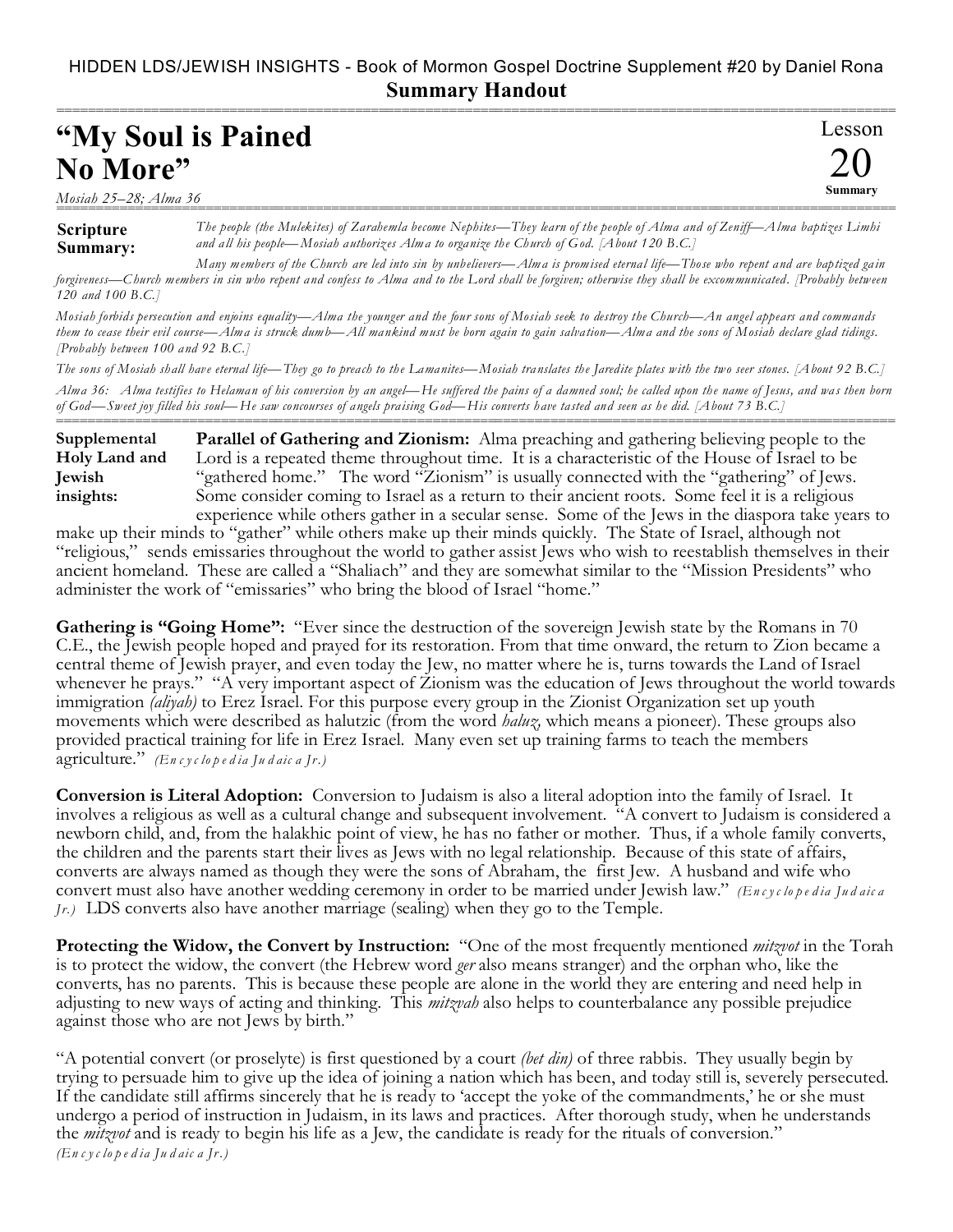HIDDEN LDS/JEWISH INSIGHTS - Book of Mormon Gospel Doctrine Supplement #20 by Daniel Rona

**Summary Handout**

# "My Soul is Pained No More"

Lesson **20** Summary

*Mosiah 25–28; Alma 36*

**Scripture Summary:** *The people (the Mulekites) of Zarahemla become Nephites—They learn of the people of Alma and of Zeniff—Alma baptizes Limhi and all his people—Mosiah authorizes Alma to organize the Church of God. [About 120 B.C.]*

*Many members of the Church are led into sin by unbelievers—Alma is promised eternal life—Those who repent and are baptized gain forgiveness—Church members in sin who repent and confess to Alma and to the Lord shall be forgiven; otherwise they shall be excommunicated. [Probably between 120 and 100 B.C.]*

*Mosiah forbids persecution and enjoins equality—Alma the younger and the four sons of Mosiah seek to destroy the Church—An angel appears and commands them to cease their evil course—Alma is struck dumb—All mankind must be born again to gain salvation—Alma and the sons of Mosiah declare glad tidings. [Probably between 100 and 92 B.C.]*

*The sons of Mosiah shall have eternal life—They go to preach to the Lamanites—Mosiah translates the Jaredite plates with the two seer stones. [About 92 B.C.]*

*Alma 36: Alma testifies to Helaman of his conversion by an angel—He suffered the pains of a damned soul; he called upon the name of Jesus, and was then born of God—Sweet joy filled his soul—He saw concourses of angels praising God—His converts have tasted and seen as he did. [About 73 B.C.]*

**Supplemental Holy Land and Jewish insights:**

**Parallel of Gathering and Zionism:** Alma preaching and gathering believing people to the Lord is a repeated theme throughout time. It is a characteristic of the House of Israel to be "gathered home." The word "Zionism" is usually connected with the "gathering" of Jews. Some consider coming to Israel as a return to their ancient roots. Some feel it is a religious experience while others gather in a secular sense. Some of the Jews in the diaspora take years to make up their minds to "gather" while others make up their minds quickly. The State of Israel, although not "religious," sends emissaries throughout the world to gather assist Jews who wish to reestablish themselves in their ancient homeland. These are called a "Shaliach" and they are somewhat similar to the "Mission Presidents" who administer the work of "emissaries" who bring the blood of Israel "home."

**Gathering is "Going Home":** "Ever since the destruction of the sovereign Jewish state by the Romans in 70 C.E., the Jewish people hoped and prayed for its restoration. From that time onward, the return to Zion became a central theme of Jewish prayer, and even today the Jew, no matter where he is, turns towards the Land of Israel whenever he prays." "A very important aspect of Zionism was the education of Jews throughout the world towards immigration *(aliyah)* to Erez Israel. For this purpose every group in the Zionist Organization set up youth movements which were described as halutzic (from the word *haluz*, which means a pioneer). These groups also provided practical training for life in Erez Israel. Many even set up training farms to teach the members agriculture." *(Encyclopedia Judaica Jr.)*

**Conversion is Literal Adoption:** Conversion to Judaism is also a literal adoption into the family of Israel. It involves a religious as well as a cultural change and subsequent involvement. "A convert to Judaism is considered a newborn child, and, from the halakhic point of view, he has no father or mother. Thus, if a whole family converts, the children and the parents start their lives as Jews with no legal relationship. Because of this state of affairs, converts are always named as though they were the sons of Abraham, the first Jew. A husband and wife who convert must also have another wedding ceremony in order to be married under Jewish law." *(Encyclopedia Judaica Jr.)* LDS converts also have another marriage (sealing) when they go to the Temple.

**Protecting the Widow, the Convert by Instruction:** "One of the most frequently mentioned *mitzvot* in the Torah is to protect the widow, the convert (the Hebrew word *ger* also means stranger) and the orphan who, like the converts, has no parents. This is because these people are alone in the world they are entering and need help in adjusting to new ways of acting and thinking. This *mitzvah* also helps to counterbalance any possible prejudice against those who are not Jews by birth."

"A potential convert (or proselyte) is first questioned by a court *(bet din)* of three rabbis. They usually begin by trying to persuade him to give up the idea of joining a nation which has been, and today still is, severely persecuted. If the candidate still affirms sincerely that he is ready to 'accept the yoke of the commandments,' he or she must undergo a period of instruction in Judaism, in its laws and practices. After thorough study, when he understands the *mitzvot* and is ready to begin his life as a Jew, the candidate is ready for the rituals of conversion." *(Encyclopedia Judaica Jr.)*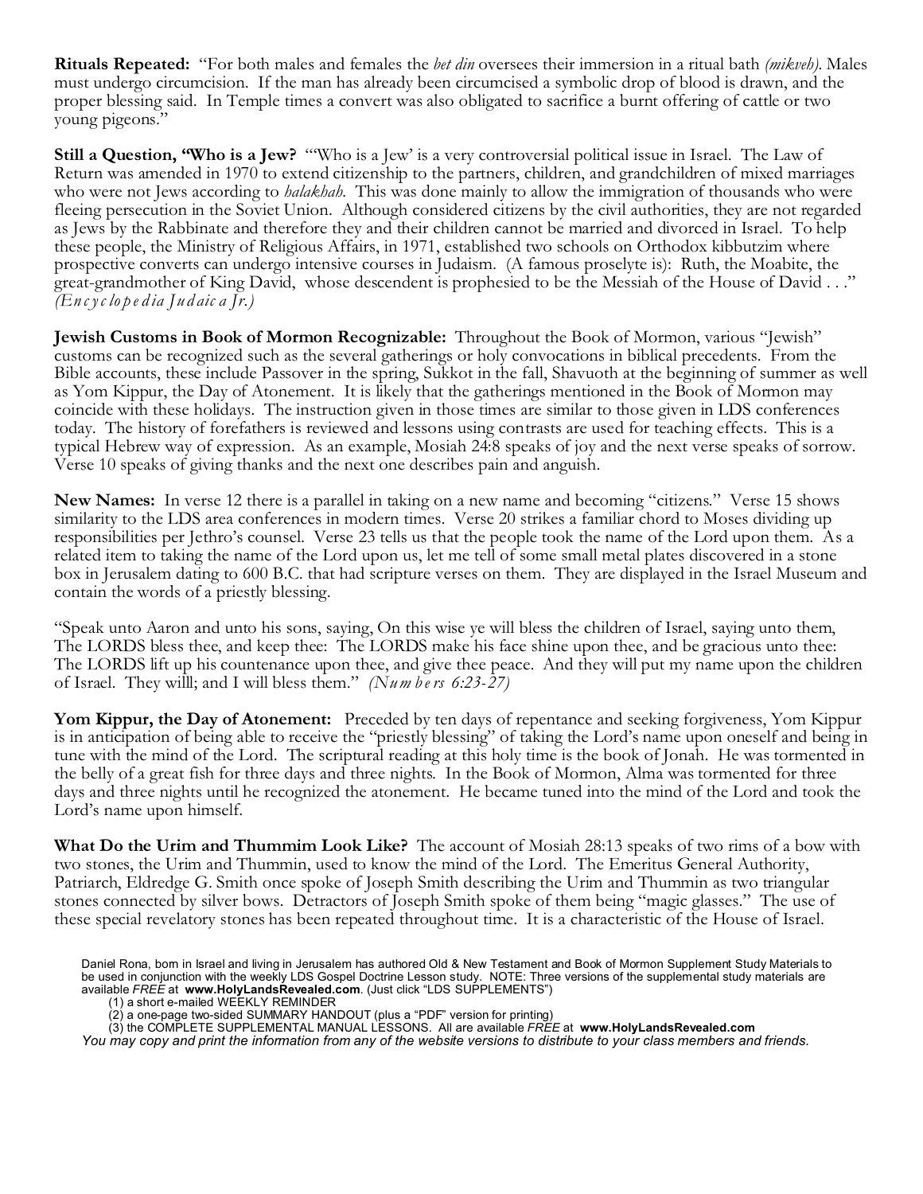**Rituals Repeated:** "For both males and females the *bet din* oversees their immersion in a ritual bath *(mikveh)*. Males must undergo circumcision. If the man has already been circumcised a symbolic drop of blood is drawn, and the proper blessing said. In Temple times a convert was also obligated to sacrifice a burnt offering of cattle or two young pigeons."

**Still a Question, "Who is a Jew?** "'Who is a Jew' is a very controversial political issue in Israel. The Law of Return was amended in 1970 to extend citizenship to the partners, children, and grandchildren of mixed marriages who were not Jews according to *halakhah*. This was done mainly to allow the immigration of thousands who were fleeing persecution in the Soviet Union. Although considered citizens by the civil authorities, they are not regarded as Jews by the Rabbinate and therefore they and their children cannot be married and divorced in Israel. To help these people, the Ministry of Religious Affairs, in 1971, established two schools on Orthodox kibbutzim where prospective converts can undergo intensive courses in Judaism. (A famous proselyte is): Ruth, the Moabite, the great-grandmother of King David, whose descendent is prophesied to be the Messiah of the House of David . . ." *(Encyclopedia Judaica Jr.)*

**Jewish Customs in Book of Mormon Recognizable:** Throughout the Book of Mormon, various "Jewish" customs can be recognized such as the several gatherings or holy convocations in biblical precedents. From the Bible accounts, these include Passover in the spring, Sukkot in the fall, Shavuoth at the beginning of summer as well as Yom Kippur, the Day of Atonement. It is likely that the gatherings mentioned in the Book of Mormon may coincide with these holidays. The instruction given in those times are similar to those given in LDS conferences today. The history of forefathers is reviewed and lessons using contrasts are used for teaching effects. This is a typical Hebrew way of expression. As an example, Mosiah 24:8 speaks of joy and the next verse speaks of sorrow. Verse 10 speaks of giving thanks and the next one describes pain and anguish.

**New Names:** In verse 12 there is a parallel in taking on a new name and becoming "citizens." Verse 15 shows similarity to the LDS area conferences in modern times. Verse 20 strikes a familiar chord to Moses dividing up responsibilities per Jethro's counsel. Verse 23 tells us that the people took the name of the Lord upon them. As a related item to taking the name of the Lord upon us, let me tell of some small metal plates discovered in a stone box in Jerusalem dating to 600 B.C. that had scripture verses on them. They are displayed in the Israel Museum and contain the words of a priestly blessing.

"Speak unto Aaron and unto his sons, saying, On this wise ye will bless the children of Israel, saying unto them, The LORDS bless thee, and keep thee: The LORDS make his face shine upon thee, and be gracious unto thee: The LORDS lift up his countenance upon thee, and give thee peace. And they will put my name upon the children of Israel. They willl; and I will bless them." *(Numbers 6:23-27)*

**Yom Kippur, the Day of Atonement:** Preceded by ten days of repentance and seeking forgiveness, Yom Kippur is in anticipation of being able to receive the "priestly blessing" of taking the Lord's name upon oneself and being in tune with the mind of the Lord. The scriptural reading at this holy time is the book of Jonah. He was tormented in the belly of a great fish for three days and three nights. In the Book of Mormon, Alma was tormented for three days and three nights until he recognized the atonement. He became tuned into the mind of the Lord and took the Lord's name upon himself.

**What Do the Urim and Thummim Look Like?** The account of Mosiah 28:13 speaks of two rims of a bow with two stones, the Urim and Thummin, used to know the mind of the Lord. The Emeritus General Authority, Patriarch, Eldredge G. Smith once spoke of Joseph Smith describing the Urim and Thummin as two triangular stones connected by silver bows. Detractors of Joseph Smith spoke of them being "magic glasses." The use of these special revelatory stones has been repeated throughout time. It is a characteristic of the House of Israel.

Daniel Rona, born in Israel and living in Jerusalem has authored Old & New Testament and Book of Mormon Supplement Study Materials to be used in conjunction with the weekly LDS Gospel Doctrine Lesson study. NOTE: Three versions of the supplemental study materials are available *FREE* at **www.HolyLandsRevealed.com**. (Just click "LDS SUPPLEMENTS")

(1) a short e-mailed WEEKLY REMINDER
(2) a one-page two-sided SUMMARY HANDOUT (plus a "PDF" version for printing)
(3) the COMPLETE SUPPLEMENTAL MANUAL LESSONS. All are available *FREE* at **www.HolyLandsRevealed.com**

*You may copy and print the information from any of the website versions to distribute to your class members and friends.*